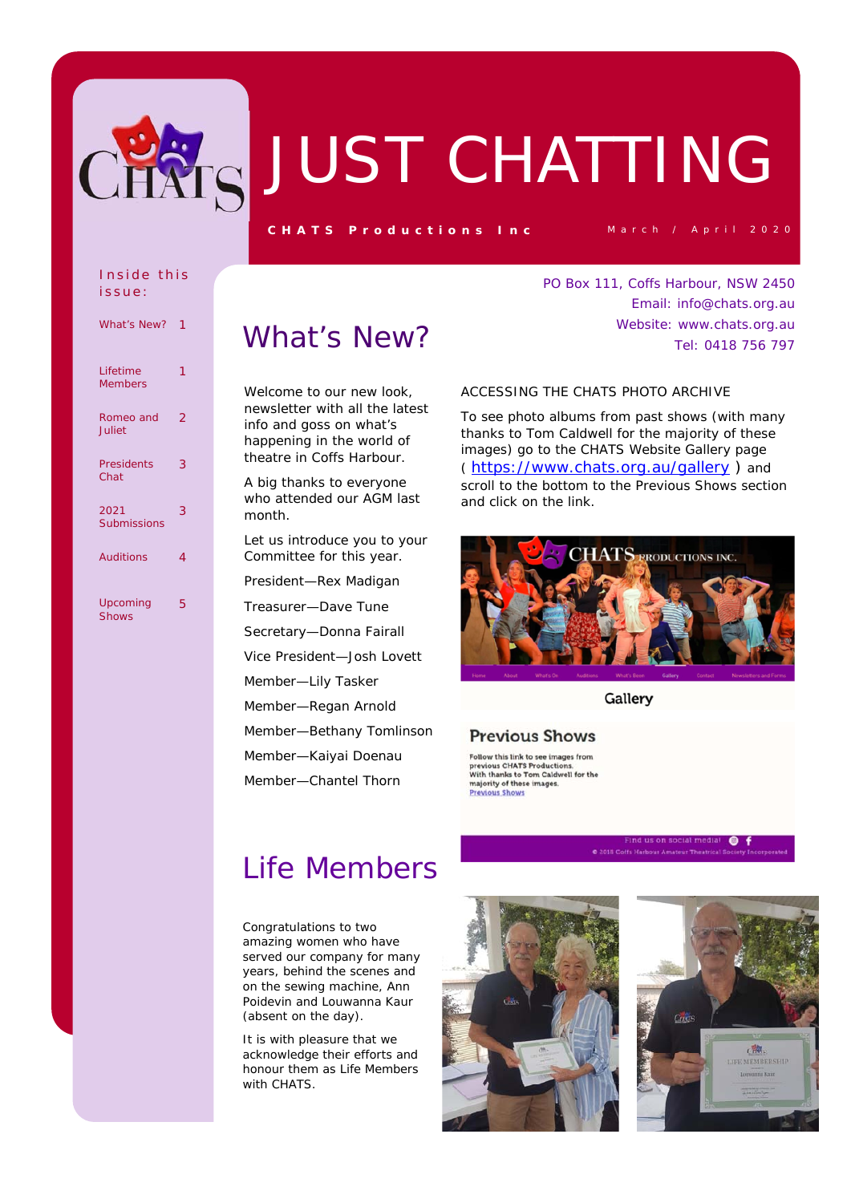# JUST CHATTING

**CHATS Productions Inc**

March / April 2020

Inside this issue:

- What's New? 1
- Lifetime Members 1
- Romeo and Juliet 2
- Presidents Chat 3
- 2021 Submissions 3
- Auditions 4
- Upcoming Shows 5

PO Box 111, Coffs Harbour, NSW 2450
Email: info@chats.org.au
Website: www.chats.org.au
Tel: 0418 756 797

## What's New?

Welcome to our new look, newsletter with all the latest info and goss on what's happening in the world of theatre in Coffs Harbour.

A big thanks to everyone who attended our AGM last month.

Let us introduce you to your Committee for this year.

President—Rex Madigan

Treasurer—Dave Tune

Secretary—Donna Fairall

Vice President—Josh Lovett

Member—Lily Tasker

Member—Regan Arnold

Member—Bethany Tomlinson

Member—Kaiyai Doenau

Member—Chantel Thorn

ACCESSING THE CHATS PHOTO ARCHIVE

To see photo albums from past shows (with many thanks to Tom Caldwell for the majority of these images) go to the CHATS Website Gallery page ( https://www.chats.org.au/gallery ) and scroll to the bottom to the Previous Shows section and click on the link.

## Life Members

Congratulations to two amazing women who have served our company for many years, behind the scenes and on the sewing machine, Ann Poidevin and Louwanna Kaur (absent on the day).

It is with pleasure that we acknowledge their efforts and honour them as Life Members with CHATS.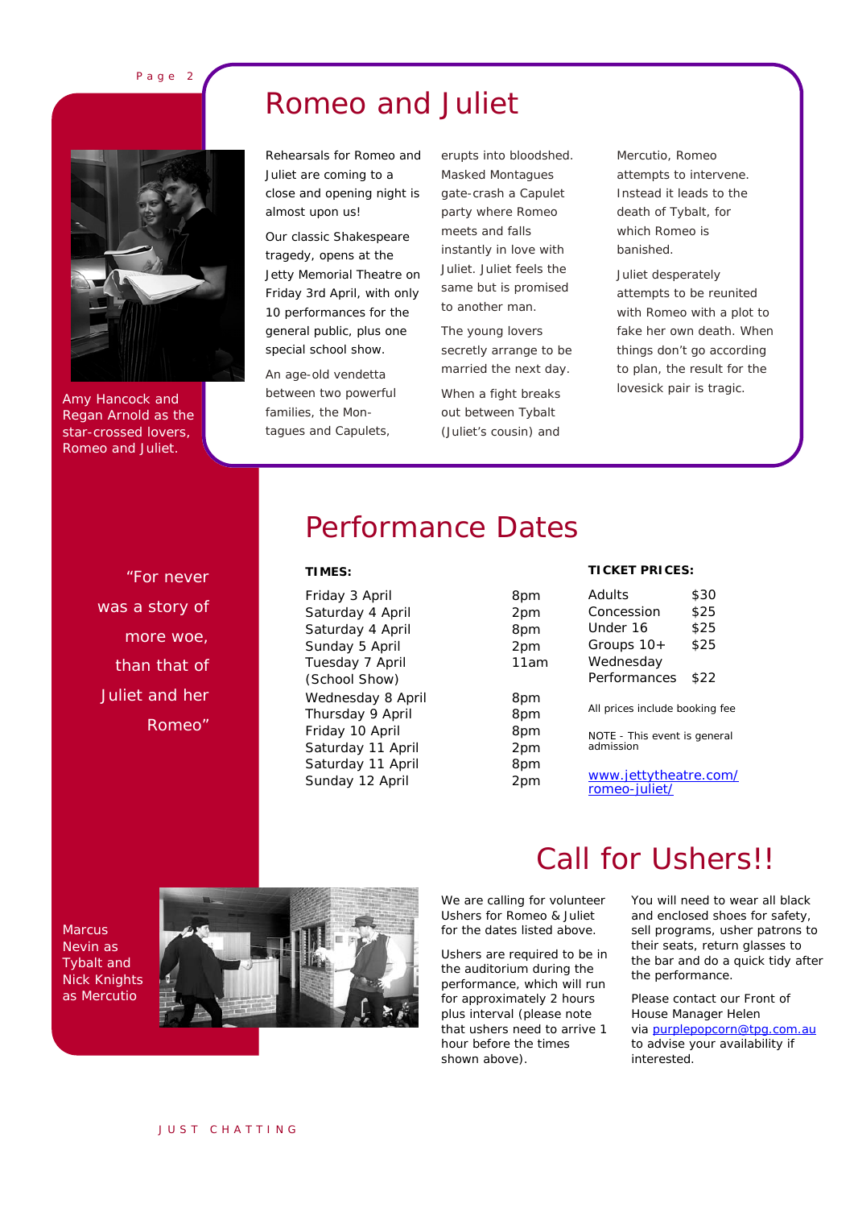# Romeo and Juliet

Amy Hancock and Regan Arnold as the star-crossed lovers, Romeo and Juliet.

Rehearsals for Romeo and Juliet are coming to a close and opening night is almost upon us!

Our classic Shakespeare tragedy, opens at the Jetty Memorial Theatre on Friday 3rd April, with only 10 performances for the general public, plus one special school show.

An age-old vendetta between two powerful families, the Montagues and Capulets, erupts into bloodshed. Masked Montagues gate-crash a Capulet party where Romeo meets and falls instantly in love with Juliet. Juliet feels the same but is promised to another man.

The young lovers secretly arrange to be married the next day.

When a fight breaks out between Tybalt (Juliet's cousin) and Mercutio, Romeo attempts to intervene. Instead it leads to the death of Tybalt, for which Romeo is banished.

Juliet desperately attempts to be reunited with Romeo with a plot to fake her own death. When things don't go according to plan, the result for the lovesick pair is tragic.

"For never was a story of more woe, than that of Juliet and her Romeo"

# Performance Dates

**TIMES:**

| | |
|---|---|
| Friday 3 April | 8pm |
| Saturday 4 April | 2pm |
| Saturday 4 April | 8pm |
| Sunday 5 April | 2pm |
| Tuesday 7 April (School Show) | 11am |
| Wednesday 8 April | 8pm |
| Thursday 9 April | 8pm |
| Friday 10 April | 8pm |
| Saturday 11 April | 2pm |
| Saturday 11 April | 8pm |
| Sunday 12 April | 2pm |

**TICKET PRICES:**

| | |
|---|---|
| Adults | $30 |
| Concession | $25 |
| Under 16 | $25 |
| Groups 10+ | $25 |
| Wednesday Performances | $22 |

All prices include booking fee

NOTE - This event is general admission

www.jettytheatre.com/romeo-juliet/

# Call for Ushers!!

Marcus Nevin as Tybalt and Nick Knights as Mercutio

We are calling for volunteer Ushers for Romeo & Juliet for the dates listed above.

Ushers are required to be in the auditorium during the performance, which will run for approximately 2 hours plus interval (please note that ushers need to arrive 1 hour before the times shown above).

You will need to wear all black and enclosed shoes for safety, sell programs, usher patrons to their seats, return glasses to the bar and do a quick tidy after the performance.

Please contact our Front of House Manager Helen via purplepopcorn@tpg.com.au to advise your availability if interested.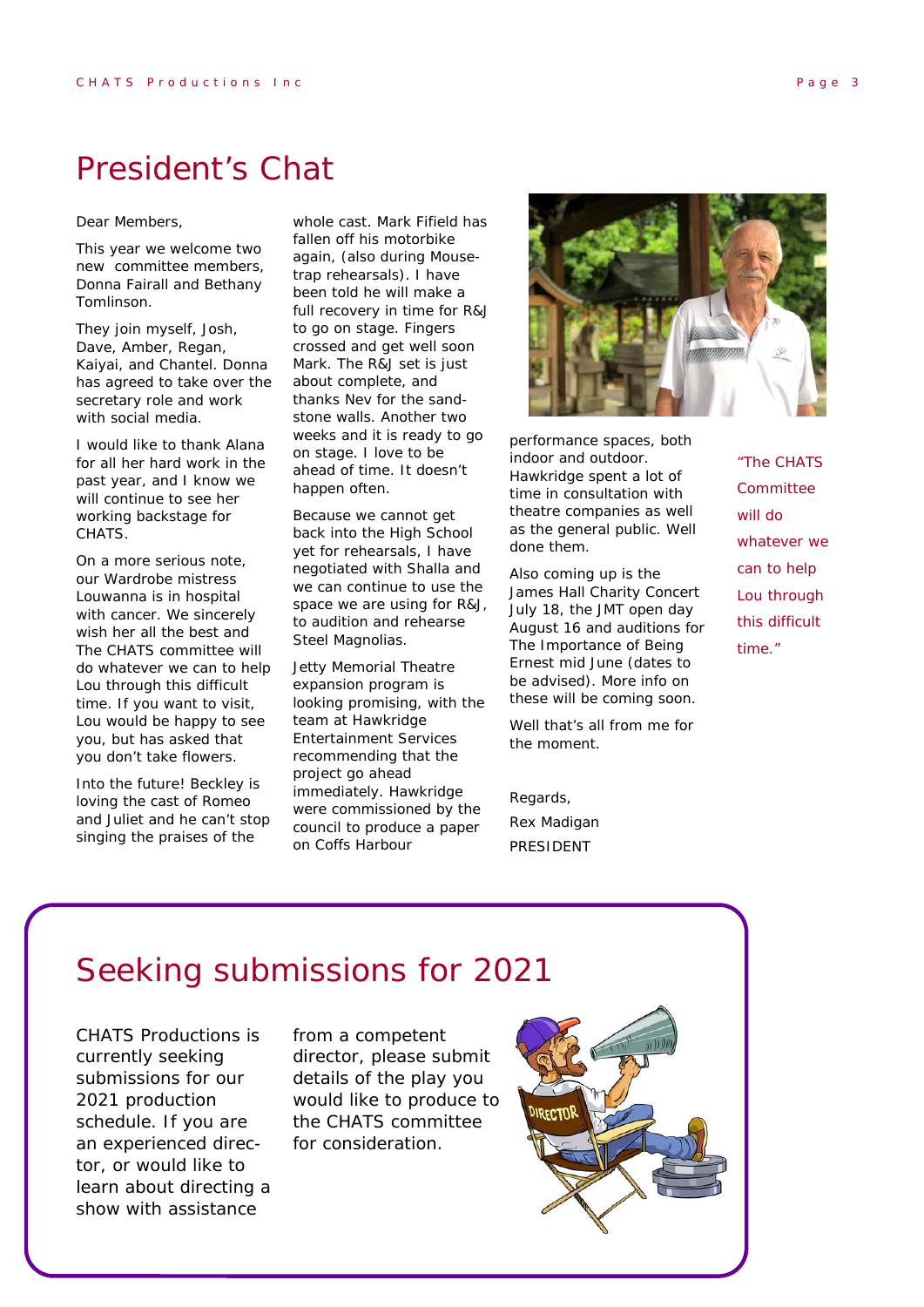# President's Chat

Dear Members,

This year we welcome two new committee members, Donna Fairall and Bethany Tomlinson.

They join myself, Josh, Dave, Amber, Regan, Kaiyai, and Chantel. Donna has agreed to take over the secretary role and work with social media.

I would like to thank Alana for all her hard work in the past year, and I know we will continue to see her working backstage for CHATS.

On a more serious note, our Wardrobe mistress Louwanna is in hospital with cancer. We sincerely wish her all the best and The CHATS committee will do whatever we can to help Lou through this difficult time. If you want to visit, Lou would be happy to see you, but has asked that you don't take flowers.

Into the future! Beckley is loving the cast of Romeo and Juliet and he can't stop singing the praises of the whole cast. Mark Fifield has fallen off his motorbike again, (also during Mouse-trap rehearsals). I have been told he will make a full recovery in time for R&J to go on stage. Fingers crossed and get well soon Mark. The R&J set is just about complete, and thanks Nev for the sand-stone walls. Another two weeks and it is ready to go on stage. I love to be ahead of time. It doesn't happen often.

Because we cannot get back into the High School yet for rehearsals, I have negotiated with Shalla and we can continue to use the space we are using for R&J, to audition and rehearse Steel Magnolias.

Jetty Memorial Theatre expansion program is looking promising, with the team at Hawkridge Entertainment Services recommending that the project go ahead immediately. Hawkridge were commissioned by the council to produce a paper on Coffs Harbour performance spaces, both indoor and outdoor. Hawkridge spent a lot of time in consultation with theatre companies as well as the general public. Well done them.

Also coming up is the James Hall Charity Concert July 18, the JMT open day August 16 and auditions for The Importance of Being Ernest mid June (dates to be advised). More info on these will be coming soon.

Well that's all from me for the moment.

Regards,
Rex Madigan
PRESIDENT

"The CHATS Committee will do whatever we can to help Lou through this difficult time."

# Seeking submissions for 2021

CHATS Productions is currently seeking submissions for our 2021 production schedule. If you are an experienced director, or would like to learn about directing a show with assistance from a competent director, please submit details of the play you would like to produce to the CHATS committee for consideration.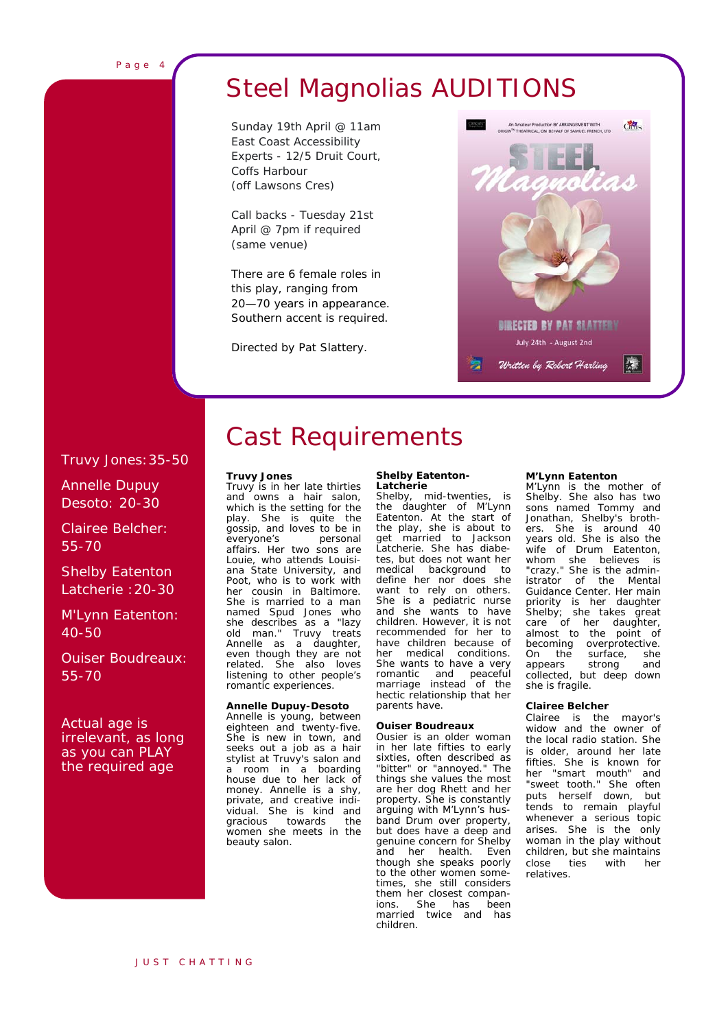# Steel Magnolias AUDITIONS

Sunday 19th April @ 11am
East Coast Accessibility Experts - 12/5 Druit Court, Coffs Harbour
(off Lawsons Cres)

Call backs - Tuesday 21st April @ 7pm if required
(same venue)

There are 6 female roles in this play, ranging from 20—70 years in appearance. Southern accent is required.

Directed by Pat Slattery.

Truvy Jones: 35-50

Annelle Dupuy Desoto: 20-30

Clairee Belcher: 55-70

Shelby Eatenton Latcherie : 20-30

M'Lynn Eatenton: 40-50

Ouiser Boudreaux: 55-70

Actual age is irrelevant, as long as you can PLAY the required age

# Cast Requirements

**Truvy Jones**
Truvy is in her late thirties and owns a hair salon, which is the setting for the play. She is quite the gossip, and loves to be in everyone's personal affairs. Her two sons are Louie, who attends Louisiana State University, and Poot, who is to work with her cousin in Baltimore. She is married to a man named Spud Jones who she describes as a "lazy old man." Truvy treats Annelle as a daughter, even though they are not related. She also loves listening to other people's romantic experiences.

**Annelle Dupuy-Desoto**
Annelle is young, between eighteen and twenty-five. She is new in town, and seeks out a job as a hair stylist at Truvy's salon and a room in a boarding house due to her lack of money. Annelle is a shy, private, and creative individual. She is kind and gracious towards the women she meets in the beauty salon.

**Shelby Eatenton-Latcherie**
Shelby, mid-twenties, is the daughter of M'Lynn Eatenton. At the start of the play, she is about to get married to Jackson Latcherie. She has diabetes, but does not want her medical background to define her nor does she want to rely on others. She is a pediatric nurse and she wants to have children. However, it is not recommended for her to have children because of her medical conditions. She wants to have a very romantic and peaceful marriage instead of the hectic relationship that her parents have.

**Ouiser Boudreaux**
Ousier is an older woman in her late fifties to early sixties, often described as "bitter" or "annoyed." The things she values the most are her dog Rhett and her property. She is constantly arguing with M'Lynn's husband Drum over property, but does have a deep and genuine concern for Shelby and her health. Even though she speaks poorly to the other women sometimes, she still considers them her closest companions. She has been married twice and has children.

**M'Lynn Eatenton**
M'Lynn is the mother of Shelby. She also has two sons named Tommy and Jonathan, Shelby's brothers. She is around 40 years old. She is also the wife of Drum Eatenton, whom she believes is "crazy." She is the administrator of the Mental Guidance Center. Her main priority is her daughter Shelby; she takes great care of her daughter, almost to the point of becoming overprotective. On the surface, she appears strong and collected, but deep down she is fragile.

**Clairee Belcher**
Clairee is the mayor's widow and the owner of the local radio station. She is older, around her late fifties. She is known for her "smart mouth" and "sweet tooth." She often puts herself down, but tends to remain playful whenever a serious topic arises. She is the only woman in the play without children, but she maintains close ties with her relatives.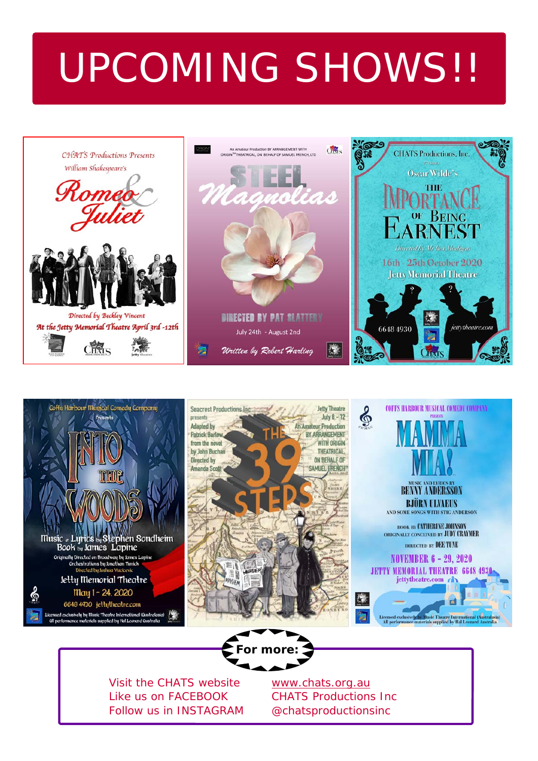# UPCOMING SHOWS!!

CHATS Productions Presents
William Shakespeare's
**Romeo & Juliet**
Directed by Beckley Vincent
At the Jetty Memorial Theatre April 3rd -12th

An Amateur Production BY ARRANGEMENT WITH ORIGIN™ THEATRICAL, ON BEHALF OF SAMUEL FRENCH, LTD
**STEEL Magnolias**
DIRECTED BY PAT SLATTERY
July 24th - August 2nd
Written by Robert Harling

CHATS Productions, Inc.
presents
Oscar Wilde's
**THE IMPORTANCE OF BEING EARNEST**
Directed by Mr Rex Madigan
16th - 25th October 2020
Jetty Memorial Theatre
6648 4930
jettytheatre.com

Coffs Harbour Musical Comedy Company
Presents
**INTO THE WOODS**
Music & Lyrics by Stephen Sondheim
Book by James Lapine
Originally Directed on Broadway by James Lapine
Orchestrations by Jonathan Tunick
Directed by Joshua Vucicevic
Jetty Memorial Theatre
May 1 - 24, 2020
6648 4930 jettytheatre.com
Licensed exclusively by Music Theatre International (Australasia)
All performance materials supplied by Hal Leonard Australia

Seacrest Productions Inc
presents
Jetty Theatre
July 8 - 12
Adapted by Patrick Barlow from the novel by John Buchan
Directed by Amanda Scott
An Amateur Production BY ARRANGEMENT WITH ORIGIN THEATRICAL ON BEHALF OF SAMUEL FRENCH
**THE 39 STEPS**

COFFS HARBOUR MUSICAL COMEDY COMPANY
PRESENTS
**MAMMA MIA!**
MUSIC AND LYRICS BY BENNY ANDERSSON BJÖRN ULVAEUS
AND SOME SONGS WITH STIG ANDERSON
BOOK BY CATHERINE JOHNSON
ORIGINALLY CONCEIVED BY JUDY CRAYMER
DIRECTED BY DEE TUNE
NOVEMBER 6 - 29, 2020
JETTY MEMORIAL THEATRE 6648 4930
jettytheatre.com
Licensed exclusively by Music Theatre International (Australasia)
All performance materials supplied by Hal Leonard Australia

**For more:**

| | |
|---|---|
| Visit the CHATS website | www.chats.org.au |
| Like us on FACEBOOK | CHATS Productions Inc |
| Follow us in INSTAGRAM | @chatsproductionsinc |